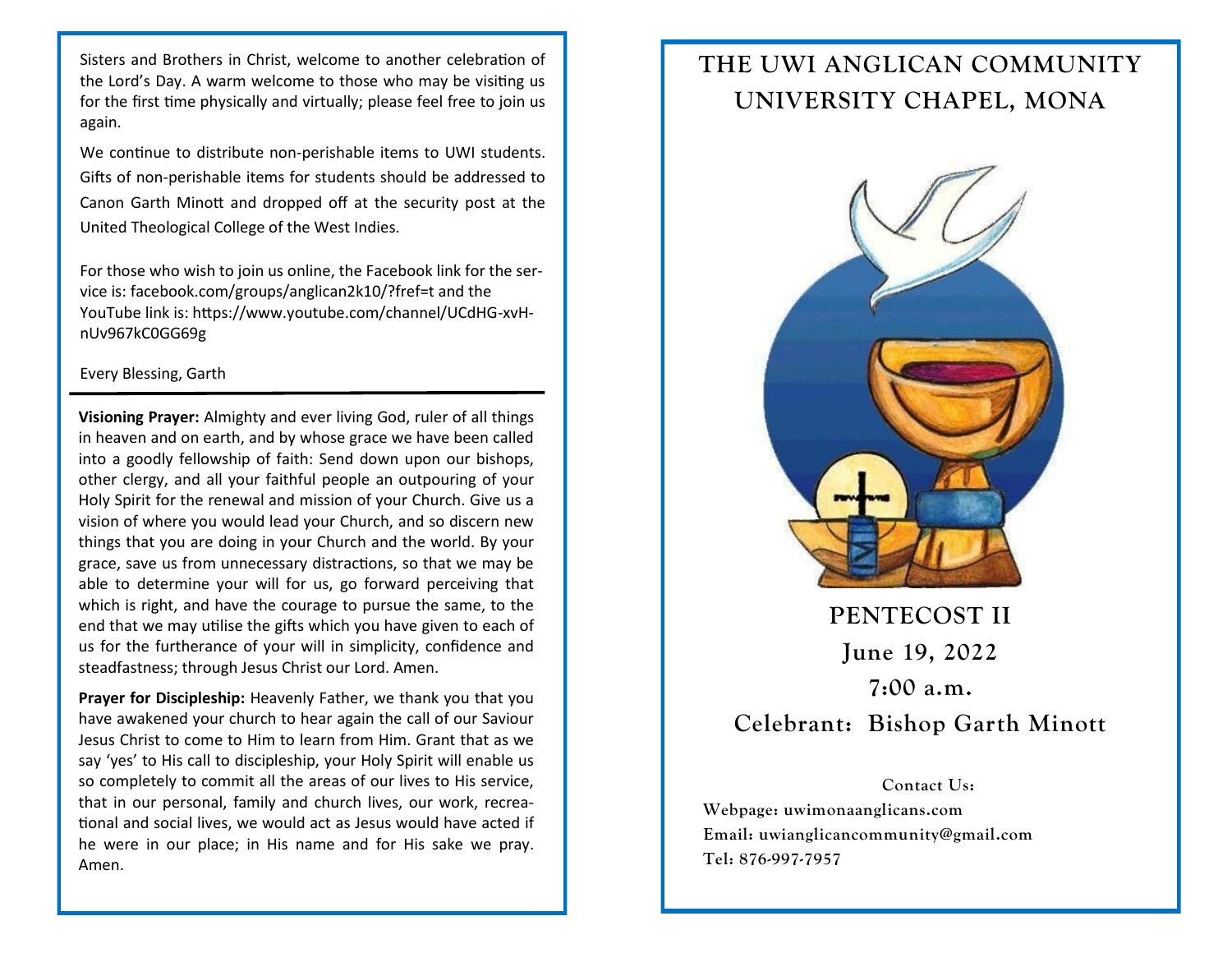Sisters and Brothers in Christ, welcome to another celebration of the Lord's Day. A warm welcome to those who may be visiting us for the first time physically and virtually; please feel free to join us again.

We continue to distribute non-perishable items to UWI students. Gifts of non-perishable items for students should be addressed to Canon Garth Minott and dropped off at the security post at the United Theological College of the West Indies.

For those who wish to join us online, the Facebook link for the service is: facebook.com/groups/anglican2k10/?fref=t and the YouTube link is: https://www.youtube.com/channel/UCdHG-xvH-nUv967kC0GG69g

Every Blessing, Garth

---

**Visioning Prayer:** Almighty and ever living God, ruler of all things in heaven and on earth, and by whose grace we have been called into a goodly fellowship of faith: Send down upon our bishops, other clergy, and all your faithful people an outpouring of your Holy Spirit for the renewal and mission of your Church. Give us a vision of where you would lead your Church, and so discern new things that you are doing in your Church and the world. By your grace, save us from unnecessary distractions, so that we may be able to determine your will for us, go forward perceiving that which is right, and have the courage to pursue the same, to the end that we may utilise the gifts which you have given to each of us for the furtherance of your will in simplicity, confidence and steadfastness; through Jesus Christ our Lord. Amen.

**Prayer for Discipleship:** Heavenly Father, we thank you that you have awakened your church to hear again the call of our Saviour Jesus Christ to come to Him to learn from Him. Grant that as we say 'yes' to His call to discipleship, your Holy Spirit will enable us so completely to commit all the areas of our lives to His service, that in our personal, family and church lives, our work, recreational and social lives, we would act as Jesus would have acted if he were in our place; in His name and for His sake we pray. Amen.

# THE UWI ANGLICAN COMMUNITY
# UNIVERSITY CHAPEL, MONA

## PENTECOST II

## June 19, 2022

## 7:00 a.m.

## Celebrant: Bishop Garth Minott

**Contact Us:**

**Webpage: uwimonaanglicans.com**
**Email: uwianglicancommunity@gmail.com**
**Tel: 876-997-7957**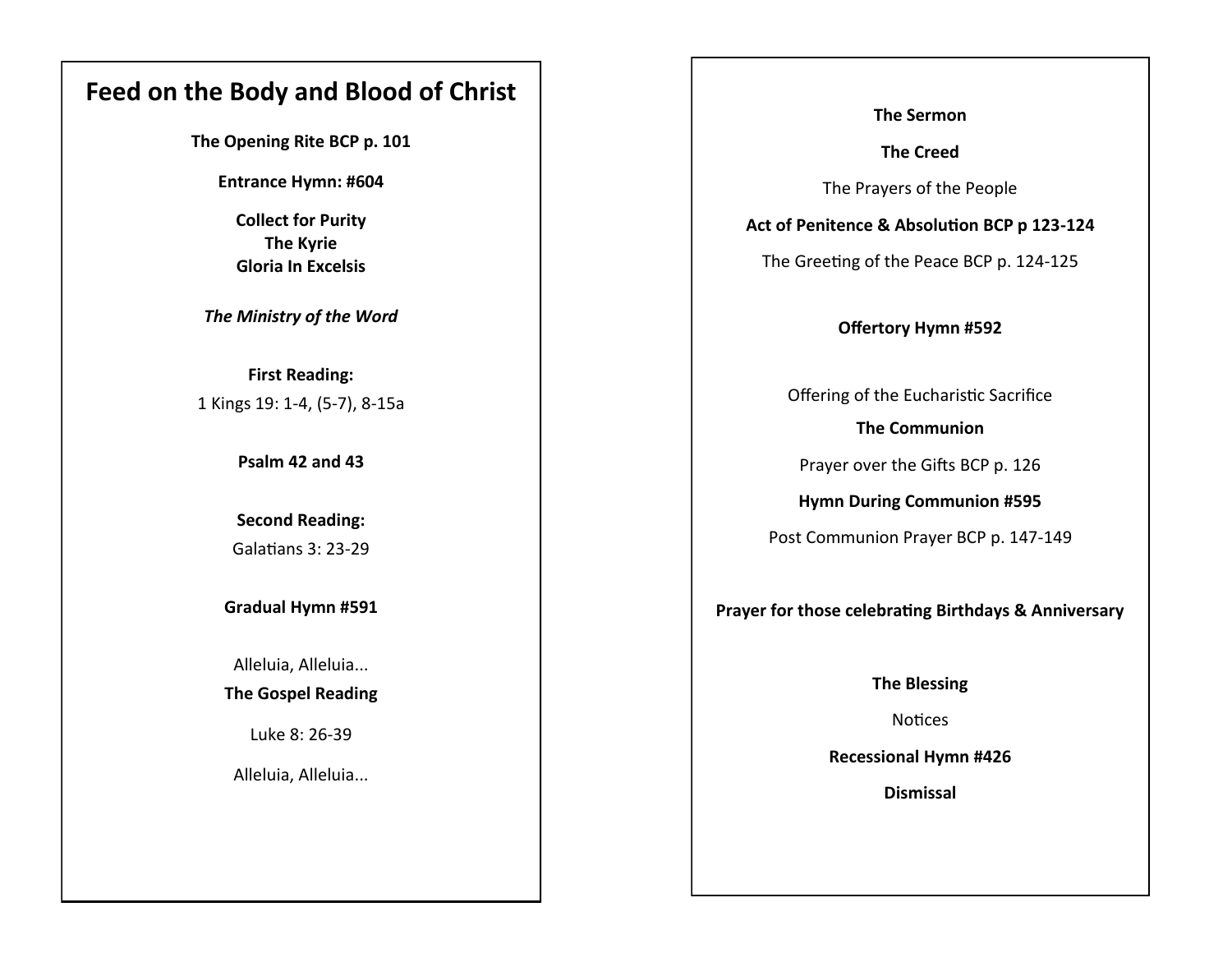# Feed on the Body and Blood of Christ

**The Opening Rite BCP p. 101**

**Entrance Hymn: #604**

**Collect for Purity**
**The Kyrie**
**Gloria In Excelsis**

***The Ministry of the Word***

**First Reading:**

1 Kings 19: 1-4, (5-7), 8-15a

**Psalm 42 and 43**

**Second Reading:**

Galatians 3: 23-29

**Gradual Hymn #591**

Alleluia, Alleluia...

**The Gospel Reading**

Luke 8: 26-39

Alleluia, Alleluia...

**The Sermon**

**The Creed**

The Prayers of the People

**Act of Penitence & Absolution BCP p 123-124**

The Greeting of the Peace BCP p. 124-125

**Offertory Hymn #592**

Offering of the Eucharistic Sacrifice

**The Communion**

Prayer over the Gifts BCP p. 126

**Hymn During Communion #595**

Post Communion Prayer BCP p. 147-149

**Prayer for those celebrating Birthdays & Anniversary**

**The Blessing**

Notices

**Recessional Hymn #426**

**Dismissal**